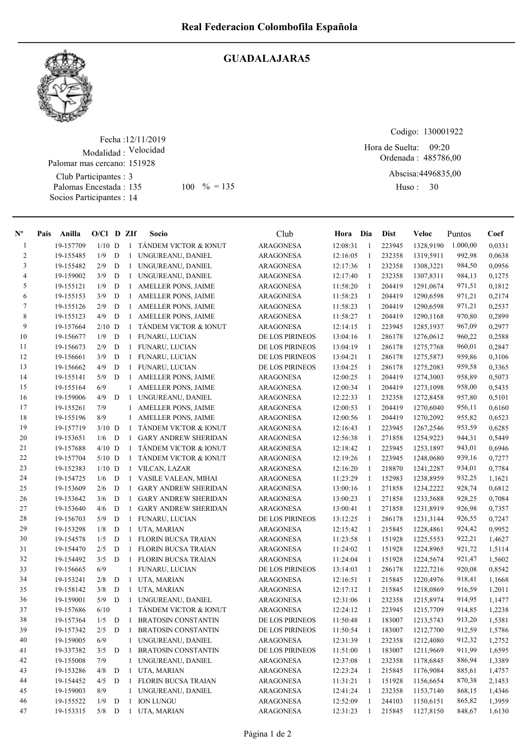# Real Federacion Colombofila Española

## GUADALAJARA5

Fecha :12/11/2019
Modalidad : Velocidad
Palomar mas cercano: 151928
Club Participantes : 3
Palomas Encestada : 135 100 % = 135
Socios Participantes : 14

Codigo: 130001922
Hora de Suelta: 09:20
Ordenada : 485786,00
Abscisa:4496835,00
Huso : 30

| Nº | Pais | Anilla | O/Cl | D | ZIf | Socio | Club | Hora | Dia | Dist | Veloc | Puntos | Coef |
|---|---|---|---|---|---|---|---|---|---|---|---|---|---|
| 1 | | 19-157709 | 1/10 | D | 1 | TÁNDEM VICTOR & IONUT | ARAGONESA | 12:08:31 | 1 | 223945 | 1328,9190 | 1.000,00 | 0,0331 |
| 2 | | 19-155485 | 1/9 | D | 1 | UNGUREANU, DANIEL | ARAGONESA | 12:16:05 | 1 | 232358 | 1319,5911 | 992,98 | 0,0638 |
| 3 | | 19-155482 | 2/9 | D | 1 | UNGUREANU, DANIEL | ARAGONESA | 12:17:36 | 1 | 232358 | 1308,3221 | 984,50 | 0,0956 |
| 4 | | 19-159002 | 3/9 | D | 1 | UNGUREANU, DANIEL | ARAGONESA | 12:17:40 | 1 | 232358 | 1307,8311 | 984,13 | 0,1275 |
| 5 | | 19-155121 | 1/9 | D | 1 | AMELLER PONS, JAIME | ARAGONESA | 11:58:20 | 1 | 204419 | 1291,0674 | 971,51 | 0,1812 |
| 6 | | 19-155153 | 3/9 | D | 1 | AMELLER PONS, JAIME | ARAGONESA | 11:58:23 | 1 | 204419 | 1290,6598 | 971,21 | 0,2174 |
| 7 | | 19-155126 | 2/9 | D | 1 | AMELLER PONS, JAIME | ARAGONESA | 11:58:23 | 1 | 204419 | 1290,6598 | 971,21 | 0,2537 |
| 8 | | 19-155123 | 4/9 | D | 1 | AMELLER PONS, JAIME | ARAGONESA | 11:58:27 | 1 | 204419 | 1290,1168 | 970,80 | 0,2899 |
| 9 | | 19-157664 | 2/10 | D | 1 | TÁNDEM VICTOR & IONUT | ARAGONESA | 12:14:15 | 1 | 223945 | 1285,1937 | 967,09 | 0,2977 |
| 10 | | 19-156677 | 1/9 | D | 1 | FUNARU, LUCIAN | DE LOS PIRINEOS | 13:04:16 | 1 | 286178 | 1276,0612 | 960,22 | 0,2588 |
| 11 | | 19-156673 | 2/9 | D | 1 | FUNARU, LUCIAN | DE LOS PIRINEOS | 13:04:19 | 1 | 286178 | 1275,7768 | 960,01 | 0,2847 |
| 12 | | 19-156661 | 3/9 | D | 1 | FUNARU, LUCIAN | DE LOS PIRINEOS | 13:04:21 | 1 | 286178 | 1275,5873 | 959,86 | 0,3106 |
| 13 | | 19-156662 | 4/9 | D | 1 | FUNARU, LUCIAN | DE LOS PIRINEOS | 13:04:25 | 1 | 286178 | 1275,2083 | 959,58 | 0,3365 |
| 14 | | 19-155141 | 5/9 | D | 1 | AMELLER PONS, JAIME | ARAGONESA | 12:00:25 | 1 | 204419 | 1274,3003 | 958,89 | 0,5073 |
| 15 | | 19-155164 | 6/9 | | 1 | AMELLER PONS, JAIME | ARAGONESA | 12:00:34 | 1 | 204419 | 1273,1098 | 958,00 | 0,5435 |
| 16 | | 19-159006 | 4/9 | D | 1 | UNGUREANU, DANIEL | ARAGONESA | 12:22:33 | 1 | 232358 | 1272,8458 | 957,80 | 0,5101 |
| 17 | | 19-155261 | 7/9 | | 1 | AMELLER PONS, JAIME | ARAGONESA | 12:00:53 | 1 | 204419 | 1270,6040 | 956,11 | 0,6160 |
| 18 | | 19-155196 | 8/9 | | 1 | AMELLER PONS, JAIME | ARAGONESA | 12:00:56 | 1 | 204419 | 1270,2092 | 955,82 | 0,6523 |
| 19 | | 19-157719 | 3/10 | D | 1 | TÁNDEM VICTOR & IONUT | ARAGONESA | 12:16:43 | 1 | 223945 | 1267,2546 | 953,59 | 0,6285 |
| 20 | | 19-153651 | 1/6 | D | 1 | GARY ANDREW SHERIDAN | ARAGONESA | 12:56:38 | 1 | 271858 | 1254,9223 | 944,31 | 0,5449 |
| 21 | | 19-157688 | 4/10 | D | 1 | TÁNDEM VICTOR & IONUT | ARAGONESA | 12:18:42 | 1 | 223945 | 1253,1897 | 943,01 | 0,6946 |
| 22 | | 19-157704 | 5/10 | D | 1 | TÁNDEM VICTOR & IONUT | ARAGONESA | 12:19:26 | 1 | 223945 | 1248,0680 | 939,16 | 0,7277 |
| 23 | | 19-152383 | 1/10 | D | 1 | VILCAN, LAZAR | ARAGONESA | 12:16:20 | 1 | 218870 | 1241,2287 | 934,01 | 0,7784 |
| 24 | | 19-154725 | 1/6 | D | 1 | VASILE VALEAN, MIHAI | ARAGONESA | 11:23:29 | 1 | 152983 | 1238,8959 | 932,25 | 1,1621 |
| 25 | | 19-153609 | 2/6 | D | 1 | GARY ANDREW SHERIDAN | ARAGONESA | 13:00:16 | 1 | 271858 | 1234,2222 | 928,74 | 0,6812 |
| 26 | | 19-153642 | 3/6 | D | 1 | GARY ANDREW SHERIDAN | ARAGONESA | 13:00:23 | 1 | 271858 | 1233,5688 | 928,25 | 0,7084 |
| 27 | | 19-153640 | 4/6 | D | 1 | GARY ANDREW SHERIDAN | ARAGONESA | 13:00:41 | 1 | 271858 | 1231,8919 | 926,98 | 0,7357 |
| 28 | | 19-156703 | 5/9 | D | 1 | FUNARU, LUCIAN | DE LOS PIRINEOS | 13:12:25 | 1 | 286178 | 1231,3144 | 926,55 | 0,7247 |
| 29 | | 19-153298 | 1/8 | D | 1 | UTA, MARIAN | ARAGONESA | 12:15:42 | 1 | 215845 | 1228,4861 | 924,42 | 0,9952 |
| 30 | | 19-154578 | 1/5 | D | 1 | FLORIN BUCSA TRAIAN | ARAGONESA | 11:23:58 | 1 | 151928 | 1225,5553 | 922,21 | 1,4627 |
| 31 | | 19-154470 | 2/5 | D | 1 | FLORIN BUCSA TRAIAN | ARAGONESA | 11:24:02 | 1 | 151928 | 1224,8965 | 921,72 | 1,5114 |
| 32 | | 19-154492 | 3/5 | D | 1 | FLORIN BUCSA TRAIAN | ARAGONESA | 11:24:04 | 1 | 151928 | 1224,5674 | 921,47 | 1,5602 |
| 33 | | 19-156665 | 6/9 | | 1 | FUNARU, LUCIAN | DE LOS PIRINEOS | 13:14:03 | 1 | 286178 | 1222,7216 | 920,08 | 0,8542 |
| 34 | | 19-153241 | 2/8 | D | 1 | UTA, MARIAN | ARAGONESA | 12:16:51 | 1 | 215845 | 1220,4976 | 918,41 | 1,1668 |
| 35 | | 19-158142 | 3/8 | D | 1 | UTA, MARIAN | ARAGONESA | 12:17:12 | 1 | 215845 | 1218,0869 | 916,59 | 1,2011 |
| 36 | | 19-159001 | 5/9 | D | 1 | UNGUREANU, DANIEL | ARAGONESA | 12:31:06 | 1 | 232358 | 1215,8974 | 914,95 | 1,1477 |
| 37 | | 19-157686 | 6/10 | | 1 | TÁNDEM VICTOR & IONUT | ARAGONESA | 12:24:12 | 1 | 223945 | 1215,7709 | 914,85 | 1,2238 |
| 38 | | 19-157364 | 1/5 | D | 1 | BRATOSIN CONSTANTIN | DE LOS PIRINEOS | 11:50:48 | 1 | 183007 | 1213,5743 | 913,20 | 1,5381 |
| 39 | | 19-157342 | 2/5 | D | 1 | BRATOSIN CONSTANTIN | DE LOS PIRINEOS | 11:50:54 | 1 | 183007 | 1212,7700 | 912,59 | 1,5786 |
| 40 | | 19-159005 | 6/9 | | 1 | UNGUREANU, DANIEL | ARAGONESA | 12:31:39 | 1 | 232358 | 1212,4080 | 912,32 | 1,2752 |
| 41 | | 19-337382 | 3/5 | D | 1 | BRATOSIN CONSTANTIN | DE LOS PIRINEOS | 11:51:00 | 1 | 183007 | 1211,9669 | 911,99 | 1,6595 |
| 42 | | 19-155008 | 7/9 | | 1 | UNGUREANU, DANIEL | ARAGONESA | 12:37:08 | 1 | 232358 | 1178,6845 | 886,94 | 1,3389 |
| 43 | | 19-153286 | 4/8 | D | 1 | UTA, MARIAN | ARAGONESA | 12:23:24 | 1 | 215845 | 1176,9084 | 885,61 | 1,4757 |
| 44 | | 19-154452 | 4/5 | D | 1 | FLORIN BUCSA TRAIAN | ARAGONESA | 11:31:21 | 1 | 151928 | 1156,6654 | 870,38 | 2,1453 |
| 45 | | 19-159003 | 8/9 | | 1 | UNGUREANU, DANIEL | ARAGONESA | 12:41:24 | 1 | 232358 | 1153,7140 | 868,15 | 1,4346 |
| 46 | | 19-155522 | 1/9 | D | 1 | ION LUNGU | ARAGONESA | 12:52:09 | 1 | 244103 | 1150,6151 | 865,82 | 1,3959 |
| 47 | | 19-153315 | 5/8 | D | 1 | UTA, MARIAN | ARAGONESA | 12:31:23 | 1 | 215845 | 1127,8150 | 848,67 | 1,6130 |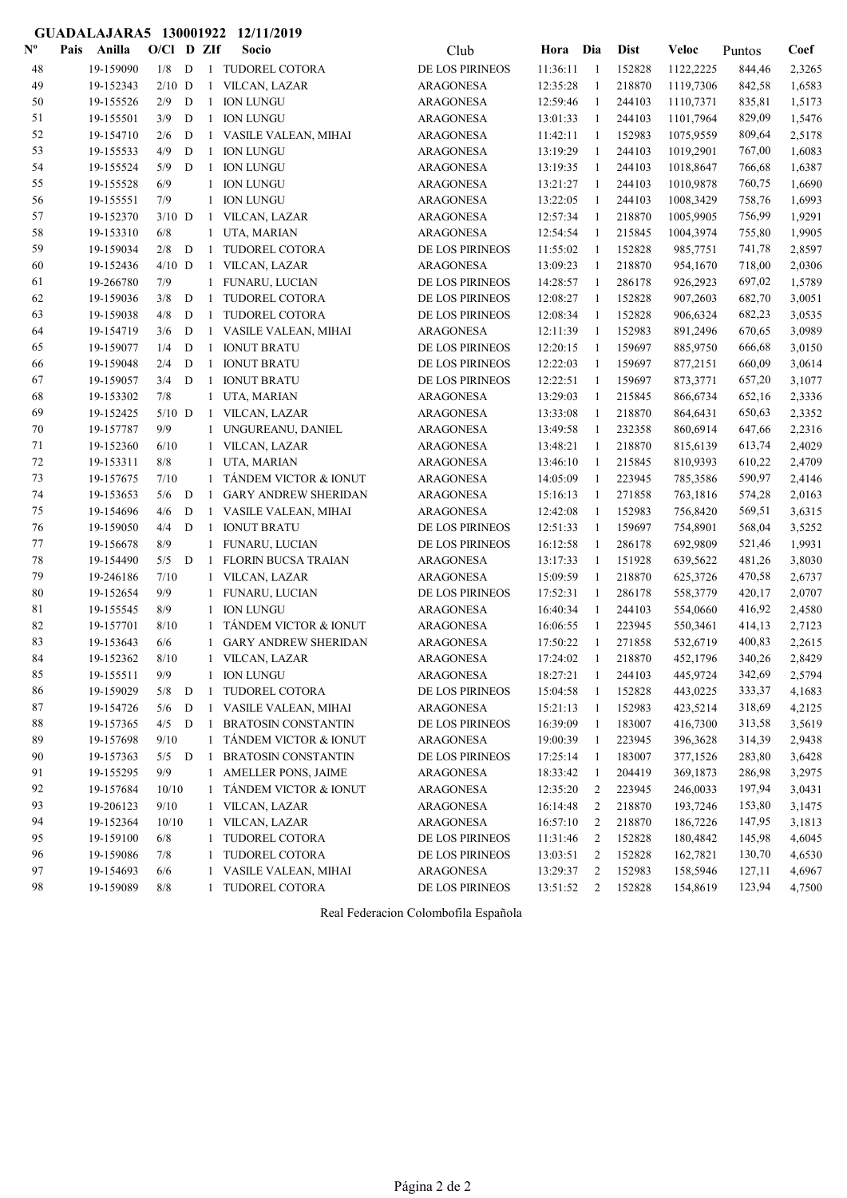**GUADALAJARAS5 130001922 12/11/2019**

| Nº | Pais | Anilla | O/Cl | D | ZIf | Socio | Club | Hora | Dia | Dist | Veloc | Puntos | Coef |
|---|---|---|---|---|---|---|---|---|---|---|---|---|---|
| 48 | | 19-159090 | 1/8 | D | 1 | TUDOREL COTORA | DE LOS PIRINEOS | 11:36:11 | 1 | 152828 | 1122,2225 | 844,46 | 2,3265 |
| 49 | | 19-152343 | 2/10 | D | 1 | VILCAN, LAZAR | ARAGONESA | 12:35:28 | 1 | 218870 | 1119,7306 | 842,58 | 1,6583 |
| 50 | | 19-155526 | 2/9 | D | 1 | ION LUNGU | ARAGONESA | 12:59:46 | 1 | 244103 | 1110,7371 | 835,81 | 1,5173 |
| 51 | | 19-155501 | 3/9 | D | 1 | ION LUNGU | ARAGONESA | 13:01:33 | 1 | 244103 | 1101,7964 | 829,09 | 1,5476 |
| 52 | | 19-154710 | 2/6 | D | 1 | VASILE VALEAN, MIHAI | ARAGONESA | 11:42:11 | 1 | 152983 | 1075,9559 | 809,64 | 2,5178 |
| 53 | | 19-155533 | 4/9 | D | 1 | ION LUNGU | ARAGONESA | 13:19:29 | 1 | 244103 | 1019,2901 | 767,00 | 1,6083 |
| 54 | | 19-155524 | 5/9 | D | 1 | ION LUNGU | ARAGONESA | 13:19:35 | 1 | 244103 | 1018,8647 | 766,68 | 1,6387 |
| 55 | | 19-155528 | 6/9 | | 1 | ION LUNGU | ARAGONESA | 13:21:27 | 1 | 244103 | 1010,9878 | 760,75 | 1,6690 |
| 56 | | 19-155551 | 7/9 | | 1 | ION LUNGU | ARAGONESA | 13:22:05 | 1 | 244103 | 1008,3429 | 758,76 | 1,6993 |
| 57 | | 19-152370 | 3/10 | D | 1 | VILCAN, LAZAR | ARAGONESA | 12:57:34 | 1 | 218870 | 1005,9905 | 756,99 | 1,9291 |
| 58 | | 19-153310 | 6/8 | | 1 | UTA, MARIAN | ARAGONESA | 12:54:54 | 1 | 215845 | 1004,3974 | 755,80 | 1,9905 |
| 59 | | 19-159034 | 2/8 | D | 1 | TUDOREL COTORA | DE LOS PIRINEOS | 11:55:02 | 1 | 152828 | 985,7751 | 741,78 | 2,8597 |
| 60 | | 19-152436 | 4/10 | D | 1 | VILCAN, LAZAR | ARAGONESA | 13:09:23 | 1 | 218870 | 954,1670 | 718,00 | 2,0306 |
| 61 | | 19-266780 | 7/9 | | 1 | FUNARU, LUCIAN | DE LOS PIRINEOS | 14:28:57 | 1 | 286178 | 926,2923 | 697,02 | 1,5789 |
| 62 | | 19-159036 | 3/8 | D | 1 | TUDOREL COTORA | DE LOS PIRINEOS | 12:08:27 | 1 | 152828 | 907,2603 | 682,70 | 3,0051 |
| 63 | | 19-159038 | 4/8 | D | 1 | TUDOREL COTORA | DE LOS PIRINEOS | 12:08:34 | 1 | 152828 | 906,6324 | 682,23 | 3,0535 |
| 64 | | 19-154719 | 3/6 | D | 1 | VASILE VALEAN, MIHAI | ARAGONESA | 12:11:39 | 1 | 152983 | 891,2496 | 670,65 | 3,0989 |
| 65 | | 19-159077 | 1/4 | D | 1 | IONUT BRATU | DE LOS PIRINEOS | 12:20:15 | 1 | 159697 | 885,9750 | 666,68 | 3,0150 |
| 66 | | 19-159048 | 2/4 | D | 1 | IONUT BRATU | DE LOS PIRINEOS | 12:22:03 | 1 | 159697 | 877,2151 | 660,09 | 3,0614 |
| 67 | | 19-159057 | 3/4 | D | 1 | IONUT BRATU | DE LOS PIRINEOS | 12:22:51 | 1 | 159697 | 873,3771 | 657,20 | 3,1077 |
| 68 | | 19-153302 | 7/8 | | 1 | UTA, MARIAN | ARAGONESA | 13:29:03 | 1 | 215845 | 866,6734 | 652,16 | 2,3336 |
| 69 | | 19-152425 | 5/10 | D | 1 | VILCAN, LAZAR | ARAGONESA | 13:33:08 | 1 | 218870 | 864,6431 | 650,63 | 2,3352 |
| 70 | | 19-157787 | 9/9 | | 1 | UNGUREANU, DANIEL | ARAGONESA | 13:49:58 | 1 | 232358 | 860,6914 | 647,66 | 2,2316 |
| 71 | | 19-152360 | 6/10 | | 1 | VILCAN, LAZAR | ARAGONESA | 13:48:21 | 1 | 218870 | 815,6139 | 613,74 | 2,4029 |
| 72 | | 19-153311 | 8/8 | | 1 | UTA, MARIAN | ARAGONESA | 13:46:10 | 1 | 215845 | 810,9393 | 610,22 | 2,4709 |
| 73 | | 19-157675 | 7/10 | | 1 | TÁNDEM VICTOR & IONUT | ARAGONESA | 14:05:09 | 1 | 223945 | 785,3586 | 590,97 | 2,4146 |
| 74 | | 19-153653 | 5/6 | D | 1 | GARY ANDREW SHERIDAN | ARAGONESA | 15:16:13 | 1 | 271858 | 763,1816 | 574,28 | 2,0163 |
| 75 | | 19-154696 | 4/6 | D | 1 | VASILE VALEAN, MIHAI | ARAGONESA | 12:42:08 | 1 | 152983 | 756,8420 | 569,51 | 3,6315 |
| 76 | | 19-159050 | 4/4 | D | 1 | IONUT BRATU | DE LOS PIRINEOS | 12:51:33 | 1 | 159697 | 754,8901 | 568,04 | 3,5252 |
| 77 | | 19-156678 | 8/9 | | 1 | FUNARU, LUCIAN | DE LOS PIRINEOS | 16:12:58 | 1 | 286178 | 692,9809 | 521,46 | 1,9931 |
| 78 | | 19-154490 | 5/5 | D | 1 | FLORIN BUCSA TRAIAN | ARAGONESA | 13:17:33 | 1 | 151928 | 639,5622 | 481,26 | 3,8030 |
| 79 | | 19-246186 | 7/10 | | 1 | VILCAN, LAZAR | ARAGONESA | 15:09:59 | 1 | 218870 | 625,3726 | 470,58 | 2,6737 |
| 80 | | 19-152654 | 9/9 | | 1 | FUNARU, LUCIAN | DE LOS PIRINEOS | 17:52:31 | 1 | 286178 | 558,3779 | 420,17 | 2,0707 |
| 81 | | 19-155545 | 8/9 | | 1 | ION LUNGU | ARAGONESA | 16:40:34 | 1 | 244103 | 554,0660 | 416,92 | 2,4580 |
| 82 | | 19-157701 | 8/10 | | 1 | TÁNDEM VICTOR & IONUT | ARAGONESA | 16:06:55 | 1 | 223945 | 550,3461 | 414,13 | 2,7123 |
| 83 | | 19-153643 | 6/6 | | 1 | GARY ANDREW SHERIDAN | ARAGONESA | 17:50:22 | 1 | 271858 | 532,6719 | 400,83 | 2,2615 |
| 84 | | 19-152362 | 8/10 | | 1 | VILCAN, LAZAR | ARAGONESA | 17:24:02 | 1 | 218870 | 452,1796 | 340,26 | 2,8429 |
| 85 | | 19-155511 | 9/9 | | 1 | ION LUNGU | ARAGONESA | 18:27:21 | 1 | 244103 | 445,9724 | 342,69 | 2,5794 |
| 86 | | 19-159029 | 5/8 | D | 1 | TUDOREL COTORA | DE LOS PIRINEOS | 15:04:58 | 1 | 152828 | 443,0225 | 333,37 | 4,1683 |
| 87 | | 19-154726 | 5/6 | D | 1 | VASILE VALEAN, MIHAI | ARAGONESA | 15:21:13 | 1 | 152983 | 423,5214 | 318,69 | 4,2125 |
| 88 | | 19-157365 | 4/5 | D | 1 | BRATOSIN CONSTANTIN | DE LOS PIRINEOS | 16:39:09 | 1 | 183007 | 416,7300 | 313,58 | 3,5619 |
| 89 | | 19-157698 | 9/10 | | 1 | TÁNDEM VICTOR & IONUT | ARAGONESA | 19:00:39 | 1 | 223945 | 396,3628 | 314,39 | 2,9438 |
| 90 | | 19-157363 | 5/5 | D | 1 | BRATOSIN CONSTANTIN | DE LOS PIRINEOS | 17:25:14 | 1 | 183007 | 377,1526 | 283,80 | 3,6428 |
| 91 | | 19-155295 | 9/9 | | 1 | AMELLER PONS, JAIME | ARAGONESA | 18:33:42 | 1 | 204419 | 369,1873 | 286,98 | 3,2975 |
| 92 | | 19-157684 | 10/10 | | 1 | TÁNDEM VICTOR & IONUT | ARAGONESA | 12:35:20 | 2 | 223945 | 246,0033 | 197,94 | 3,0431 |
| 93 | | 19-206123 | 9/10 | | 1 | VILCAN, LAZAR | ARAGONESA | 16:14:48 | 2 | 218870 | 193,7246 | 153,80 | 3,1475 |
| 94 | | 19-152364 | 10/10 | | 1 | VILCAN, LAZAR | ARAGONESA | 16:57:10 | 2 | 218870 | 186,7226 | 147,95 | 3,1813 |
| 95 | | 19-159100 | 6/8 | | 1 | TUDOREL COTORA | DE LOS PIRINEOS | 11:31:46 | 2 | 152828 | 180,4842 | 145,98 | 4,6045 |
| 96 | | 19-159086 | 7/8 | | 1 | TUDOREL COTORA | DE LOS PIRINEOS | 13:03:51 | 2 | 152828 | 162,7821 | 130,70 | 4,6530 |
| 97 | | 19-154693 | 6/6 | | 1 | VASILE VALEAN, MIHAI | ARAGONESA | 13:29:37 | 2 | 152983 | 158,5946 | 127,11 | 4,6967 |
| 98 | | 19-159089 | 8/8 | | 1 | TUDOREL COTORA | DE LOS PIRINEOS | 13:51:52 | 2 | 152828 | 154,8619 | 123,94 | 4,7500 |

Real Federacion Colombofila Española